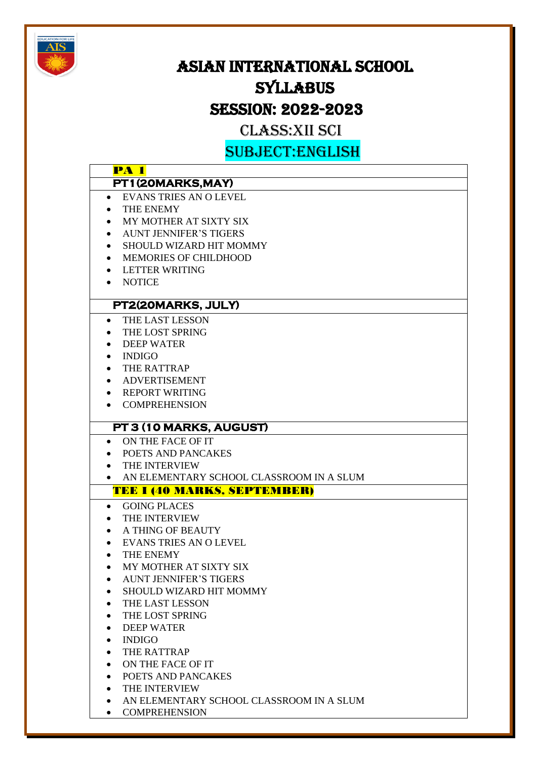# ASIAN INTERNATIONAL SCHOOL

# SYLLABUS

## SESSION: 2022-2023

## CLASS:XII SCI

## SUBJECT:ENGLISH

### PA 1

#### PT1(20MARKS,MAY)

- EVANS TRIES AN O LEVEL
- THE ENEMY
- MY MOTHER AT SIXTY SIX
- AUNT JENNIFER'S TIGERS
- SHOULD WIZARD HIT MOMMY
- MEMORIES OF CHILDHOOD
- LETTER WRITING
- NOTICE

#### PT2(20MARKS, JULY)

- THE LAST LESSON
- THE LOST SPRING
- DEEP WATER
- INDIGO
- THE RATTRAP
- ADVERTISEMENT
- REPORT WRITING
- COMPREHENSION

#### PT 3 (10 MARKS, AUGUST)

- ON THE FACE OF IT
- POETS AND PANCAKES
- THE INTERVIEW
- AN ELEMENTARY SCHOOL CLASSROOM IN A SLUM

### TEE I (40 MARKS, SEPTEMBER)

- GOING PLACES
- THE INTERVIEW
- A THING OF BEAUTY
- EVANS TRIES AN O LEVEL
- THE ENEMY
- MY MOTHER AT SIXTY SIX
- AUNT JENNIFER'S TIGERS
- SHOULD WIZARD HIT MOMMY
- THE LAST LESSON
- THE LOST SPRING
- DEEP WATER
- INDIGO
- THE RATTRAP
- ON THE FACE OF IT
- POETS AND PANCAKES
- THE INTERVIEW
- AN ELEMENTARY SCHOOL CLASSROOM IN A SLUM
- COMPREHENSION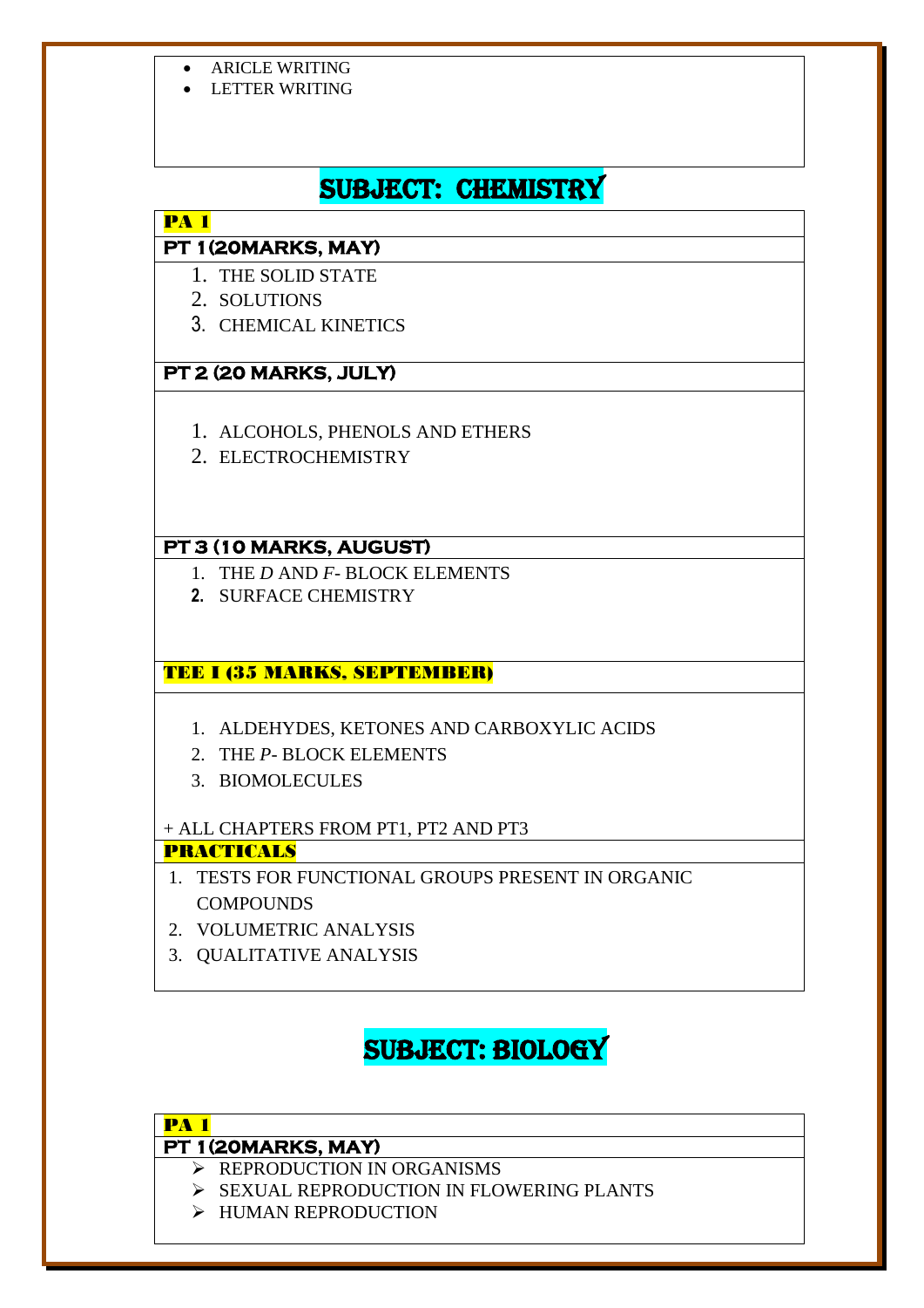- ARICLE WRITING
- LETTER WRITING

## SUBJECT: CHEMISTRY

**PA 1**

**PT 1(20MARKS, MAY)**

1. THE SOLID STATE
2. SOLUTIONS
3. CHEMICAL KINETICS

**PT 2 (20 MARKS, JULY)**

1. ALCOHOLS, PHENOLS AND ETHERS
2. ELECTROCHEMISTRY

**PT 3 (10 MARKS, AUGUST)**

1. THE *D* AND *F*- BLOCK ELEMENTS
2. SURFACE CHEMISTRY

**TEE I (35 MARKS, SEPTEMBER)**

1. ALDEHYDES, KETONES AND CARBOXYLIC ACIDS
2. THE *P*- BLOCK ELEMENTS
3. BIOMOLECULES

+ ALL CHAPTERS FROM PT1, PT2 AND PT3

**PRACTICALS**

1. TESTS FOR FUNCTIONAL GROUPS PRESENT IN ORGANIC COMPOUNDS
2. VOLUMETRIC ANALYSIS
3. QUALITATIVE ANALYSIS

## SUBJECT: BIOLOGY

**PA 1**

**PT 1(20MARKS, MAY)**

- REPRODUCTION IN ORGANISMS
- SEXUAL REPRODUCTION IN FLOWERING PLANTS
- HUMAN REPRODUCTION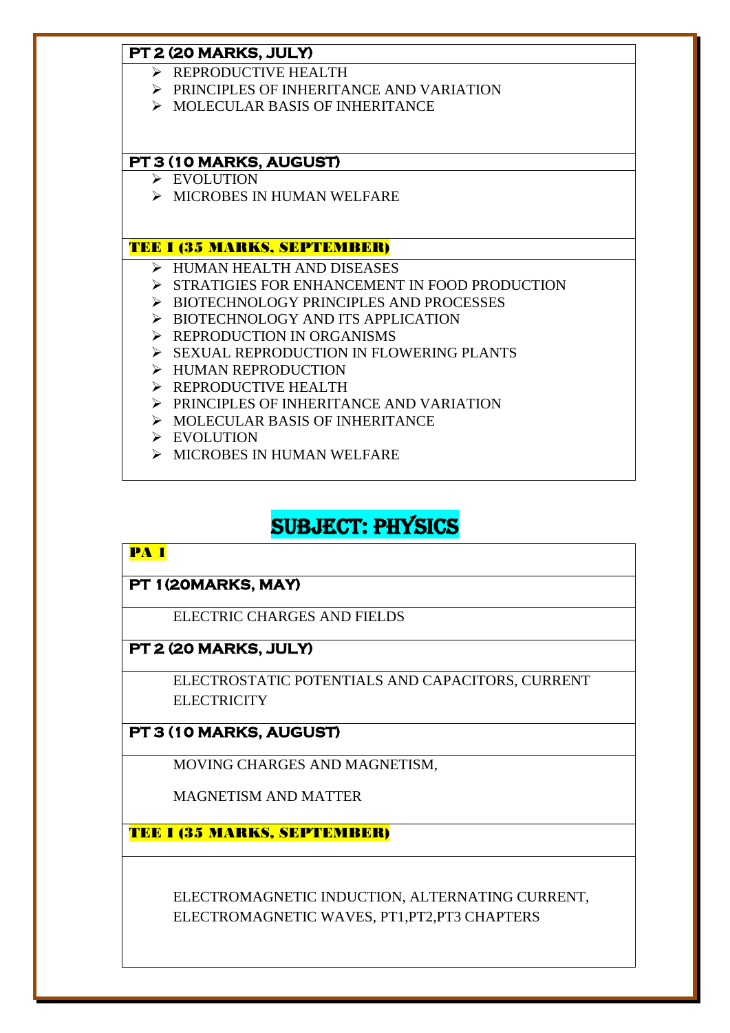**PT 2 (20 MARKS, JULY)**

- REPRODUCTIVE HEALTH
- PRINCIPLES OF INHERITANCE AND VARIATION
- MOLECULAR BASIS OF INHERITANCE

**PT 3 (10 MARKS, AUGUST)**

- EVOLUTION
- MICROBES IN HUMAN WELFARE

**TEE I (35 MARKS, SEPTEMBER)**

- HUMAN HEALTH AND DISEASES
- STRATIGIES FOR ENHANCEMENT IN FOOD PRODUCTION
- BIOTECHNOLOGY PRINCIPLES AND PROCESSES
- BIOTECHNOLOGY AND ITS APPLICATION
- REPRODUCTION IN ORGANISMS
- SEXUAL REPRODUCTION IN FLOWERING PLANTS
- HUMAN REPRODUCTION
- REPRODUCTIVE HEALTH
- PRINCIPLES OF INHERITANCE AND VARIATION
- MOLECULAR BASIS OF INHERITANCE
- EVOLUTION
- MICROBES IN HUMAN WELFARE

# SUBJECT: PHYSICS

**PA 1**

**PT 1(20MARKS, MAY)**

ELECTRIC CHARGES AND FIELDS

**PT 2 (20 MARKS, JULY)**

ELECTROSTATIC POTENTIALS AND CAPACITORS, CURRENT ELECTRICITY

**PT 3 (10 MARKS, AUGUST)**

MOVING CHARGES AND MAGNETISM,

MAGNETISM AND MATTER

**TEE I (35 MARKS, SEPTEMBER)**

ELECTROMAGNETIC INDUCTION, ALTERNATING CURRENT, ELECTROMAGNETIC WAVES, PT1,PT2,PT3 CHAPTERS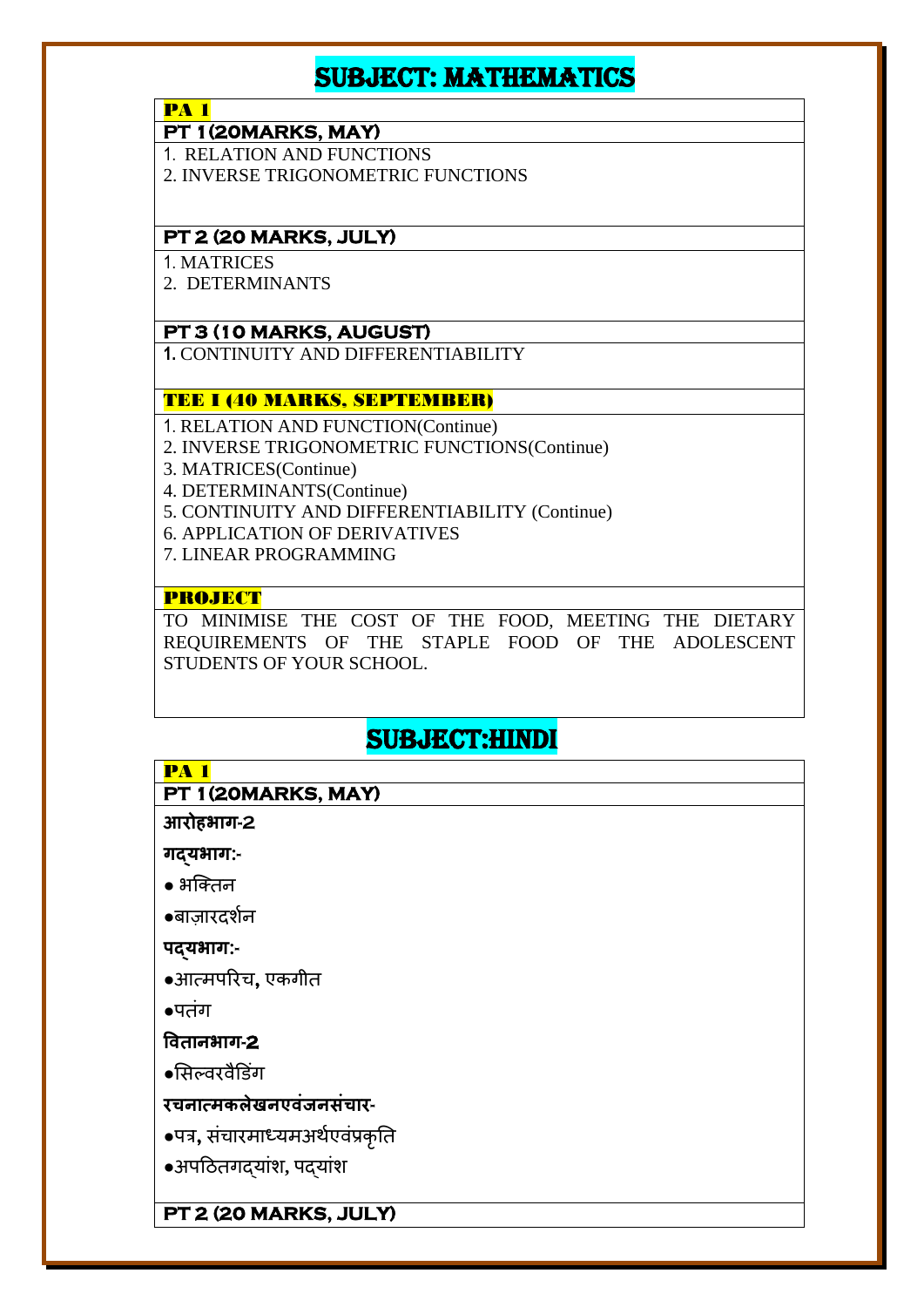# SUBJECT: MATHEMATICS

**PA 1**

**PT 1(20MARKS, MAY)**

1. RELATION AND FUNCTIONS
2. INVERSE TRIGONOMETRIC FUNCTIONS

**PT 2 (20 MARKS, JULY)**

1. MATRICES
2. DETERMINANTS

**PT 3 (10 MARKS, AUGUST)**

1. CONTINUITY AND DIFFERENTIABILITY

**TEE I (40 MARKS, SEPTEMBER)**

1. RELATION AND FUNCTION(Continue)
2. INVERSE TRIGONOMETRIC FUNCTIONS(Continue)
3. MATRICES(Continue)
4. DETERMINANTS(Continue)
5. CONTINUITY AND DIFFERENTIABILITY (Continue)
6. APPLICATION OF DERIVATIVES
7. LINEAR PROGRAMMING

**PROJECT**

TO MINIMISE THE COST OF THE FOOD, MEETING THE DIETARY REQUIREMENTS OF THE STAPLE FOOD OF THE ADOLESCENT STUDENTS OF YOUR SCHOOL.

# SUBJECT:HINDI

**PA 1**

**PT 1(20MARKS, MAY)**

**आरोहभाग-2**

**गद्यभाग:-**

- भक्तिन
- बाज़ारदर्शन

**पद्यभाग:-**

- आत्मपरिच, एकगीत
- पतंग

**वितानभाग-2**

- सिल्वरवैडिंग

**रचनात्मकलेखनएवंजनसंचार-**

- पत्र, संचारमाध्यमअर्थएवंप्रकृति
- अपठितगद्यांश, पद्यांश

**PT 2 (20 MARKS, JULY)**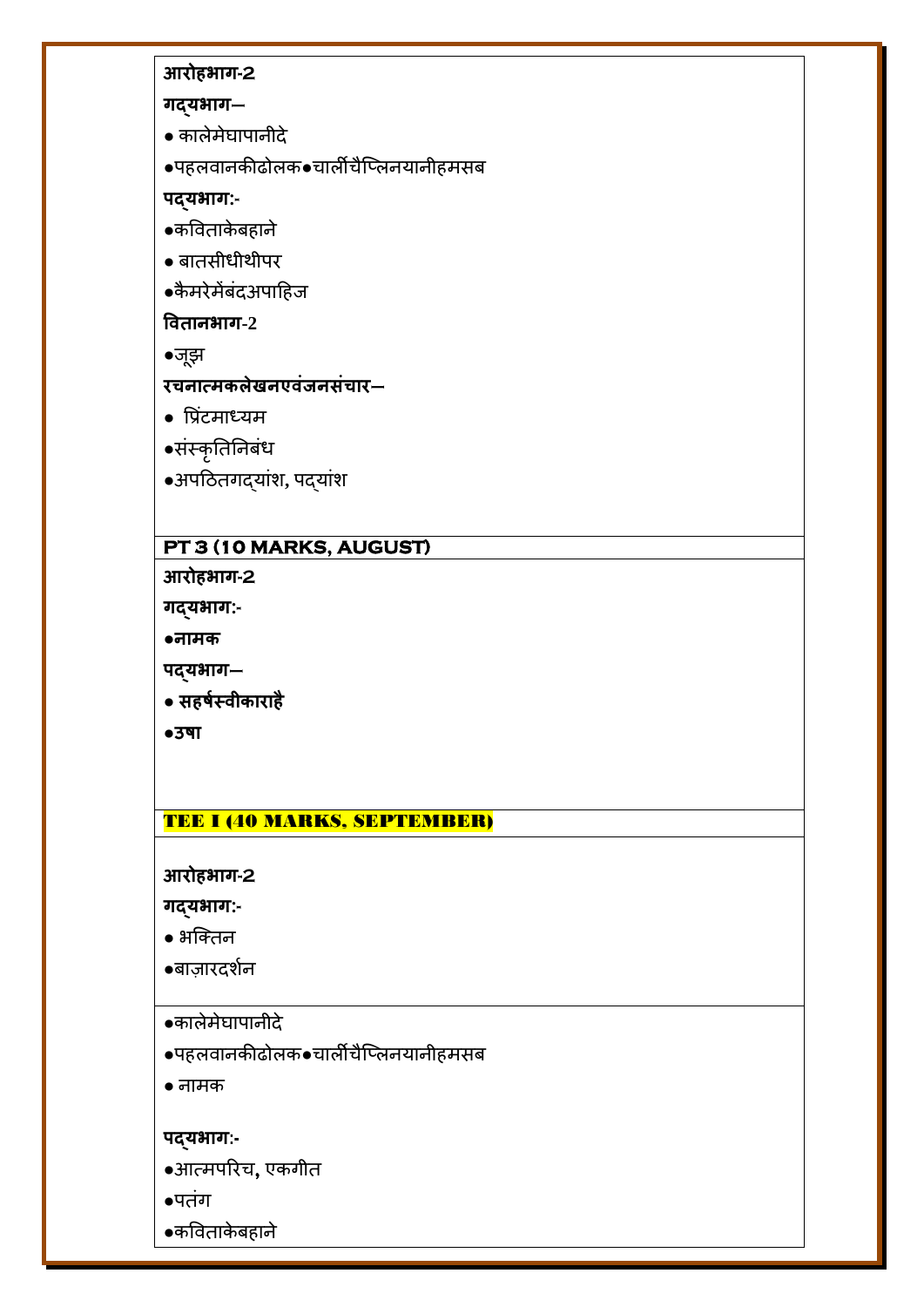**आरोहभाग-2**

**गद्यभाग–**

- कालेमेघापानीदे
- पहलवानकीढोलक
- चार्लीचैप्लिनयानीहमसब

**पद्यभाग:-**

- कविताकेबहाने
- बातसीधीथीपर
- कैमरेमेंबंदअपाहिज

**वितानभाग-2**

- जूझ

**रचनात्मकलेखनएवंजनसंचार–**

- प्रिंटमाध्यम
- संस्कृतिनिबंध
- अपठितगद्यांश, पद्यांश

**PT 3 (10 MARKS, AUGUST)**

**आरोहभाग-2**

**गद्यभाग:-**

- **नामक**

**पद्यभाग–**

- **सहर्षस्वीकाराहै**
- **उषा**

**TEE I (40 MARKS, SEPTEMBER)**

**आरोहभाग-2**

**गद्यभाग:-**

- भक्तिन
- बाज़ारदर्शन
- कालेमेघापानीदे
- पहलवानकीढोलक
- चार्लीचैप्लिनयानीहमसब
- नामक

**पद्यभाग:-**

- आत्मपरिच, एकगीत
- पतंग
- कविताकेबहाने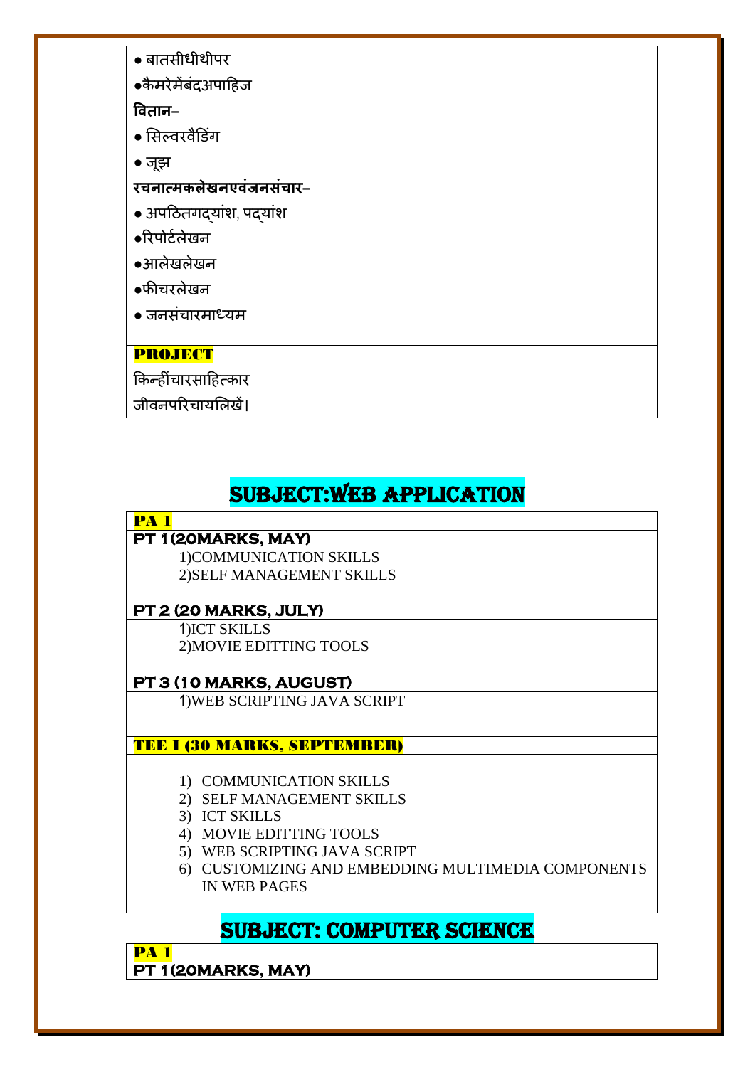- बातसीधीथीपर
- कैमरेमेंबंदअपाहिज

**वितान–**

- सिल्वरवैडिंग
- जूझ

**रचनात्मकलेखनएवंजनसंचार–**

- अपठितगद्यांश, पद्यांश
- रिपोर्टलेखन
- आलेखलेखन
- फीचरलेखन
- जनसंचारमाध्यम

**PROJECT**

किन्हींचारसाहित्कार
जीवनपरिचायलिखें।

# SUBJECT:WEB APPLICATION

**PA 1**

**PT 1(20MARKS, MAY)**

1)COMMUNICATION SKILLS
2)SELF MANAGEMENT SKILLS

**PT 2 (20 MARKS, JULY)**

1)ICT SKILLS
2)MOVIE EDITTING TOOLS

**PT 3 (10 MARKS, AUGUST)**

1)WEB SCRIPTING JAVA SCRIPT

**TEE I (30 MARKS, SEPTEMBER)**

1) COMMUNICATION SKILLS
2) SELF MANAGEMENT SKILLS
3) ICT SKILLS
4) MOVIE EDITTING TOOLS
5) WEB SCRIPTING JAVA SCRIPT
6) CUSTOMIZING AND EMBEDDING MULTIMEDIA COMPONENTS IN WEB PAGES

# SUBJECT: COMPUTER SCIENCE

**PA 1**

**PT 1(20MARKS, MAY)**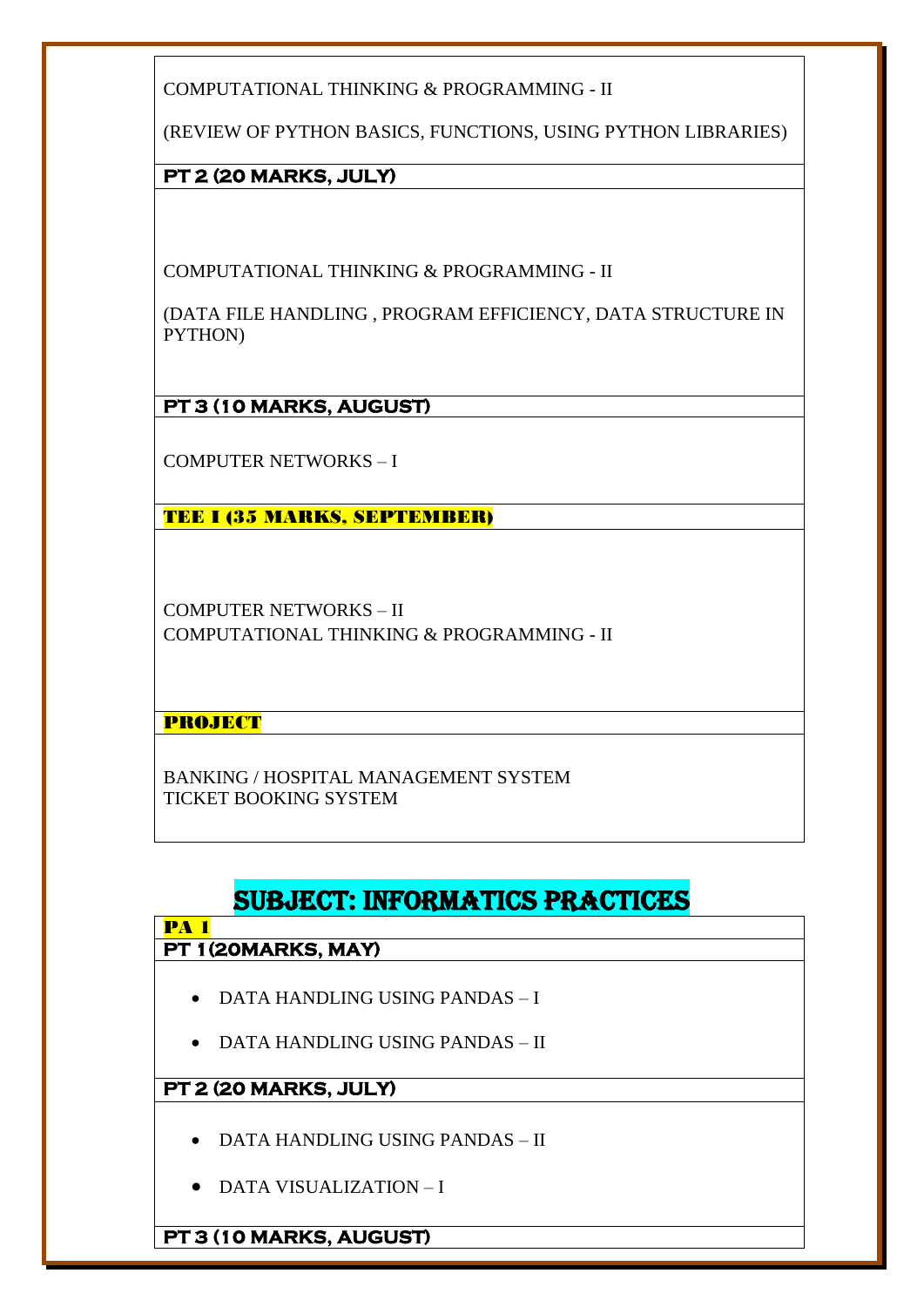COMPUTATIONAL THINKING & PROGRAMMING - II

(REVIEW OF PYTHON BASICS, FUNCTIONS, USING PYTHON LIBRARIES)

**PT 2 (20 MARKS, JULY)**

COMPUTATIONAL THINKING & PROGRAMMING - II

(DATA FILE HANDLING , PROGRAM EFFICIENCY, DATA STRUCTURE IN PYTHON)

**PT 3 (10 MARKS, AUGUST)**

COMPUTER NETWORKS – I

**TEE I (35 MARKS, SEPTEMBER)**

COMPUTER NETWORKS – II
COMPUTATIONAL THINKING & PROGRAMMING - II

**PROJECT**

BANKING / HOSPITAL MANAGEMENT SYSTEM
TICKET BOOKING SYSTEM

# SUBJECT: INFORMATICS PRACTICES

**PA 1**

**PT 1(20MARKS, MAY)**

- DATA HANDLING USING PANDAS – I
- DATA HANDLING USING PANDAS – II

**PT 2 (20 MARKS, JULY)**

- DATA HANDLING USING PANDAS – II
- DATA VISUALIZATION – I

**PT 3 (10 MARKS, AUGUST)**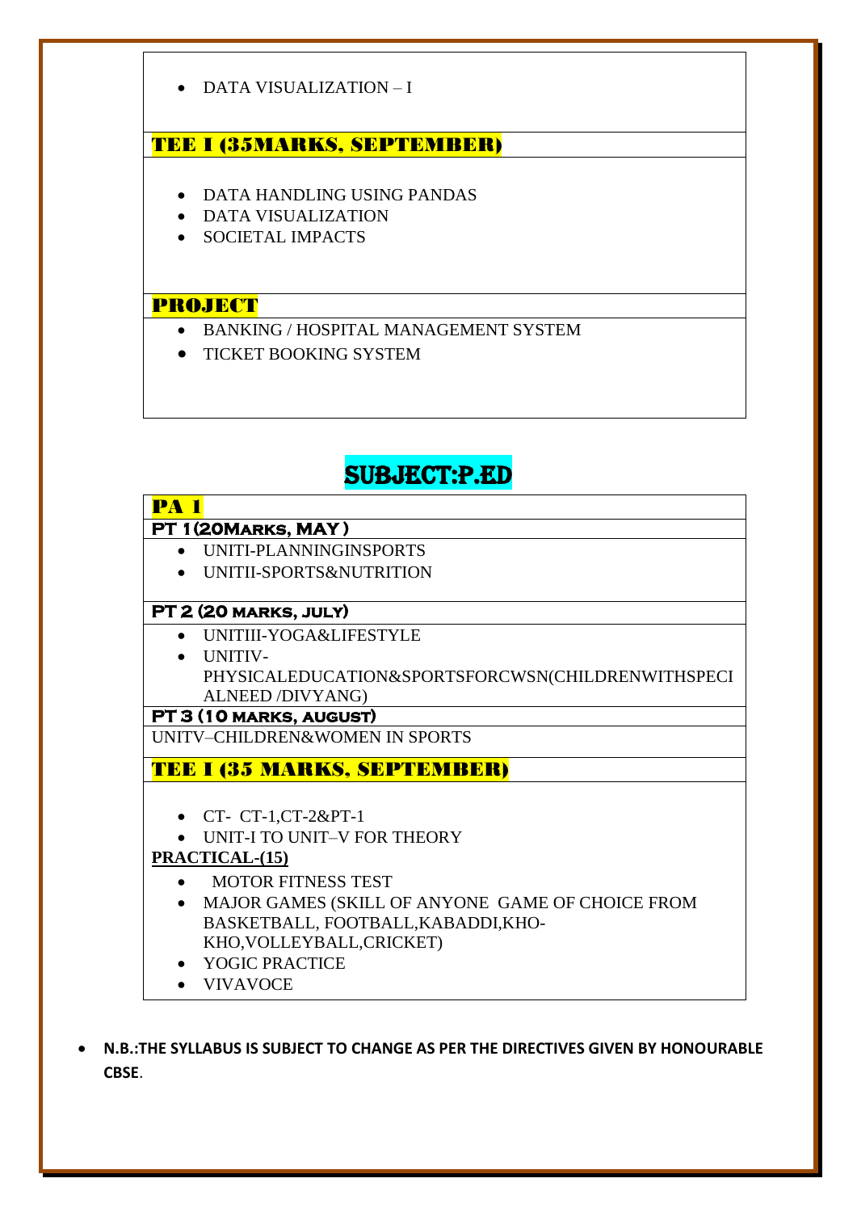- DATA VISUALIZATION – I

**TEE I (35MARKS, SEPTEMBER)**

- DATA HANDLING USING PANDAS
- DATA VISUALIZATION
- SOCIETAL IMPACTS

**PROJECT**

- BANKING / HOSPITAL MANAGEMENT SYSTEM
- TICKET BOOKING SYSTEM

## SUBJECT:P.ED

**PA 1**

**PT 1(20MARKS, MAY )**

- UNITI-PLANNINGINSPORTS
- UNITII-SPORTS&NUTRITION

**PT 2 (20 MARKS, JULY)**

- UNITIII-YOGA&LIFESTYLE
- UNITIV-PHYSICALEDUCATION&SPORTSFORCWSN(CHILDRENWITHSPECIALNEED /DIVYANG)

**PT 3 (10 MARKS, AUGUST)**

UNITV–CHILDREN&WOMEN IN SPORTS

**TEE I (35 MARKS, SEPTEMBER)**

- CT- CT-1,CT-2&PT-1
- UNIT-I TO UNIT–V FOR THEORY

**PRACTICAL-(15)**

- MOTOR FITNESS TEST
- MAJOR GAMES (SKILL OF ANYONE GAME OF CHOICE FROM BASKETBALL, FOOTBALL,KABADDI,KHO-KHO,VOLLEYBALL,CRICKET)
- YOGIC PRACTICE
- VIVAVOCE

- **N.B.:THE SYLLABUS IS SUBJECT TO CHANGE AS PER THE DIRECTIVES GIVEN BY HONOURABLE CBSE**.